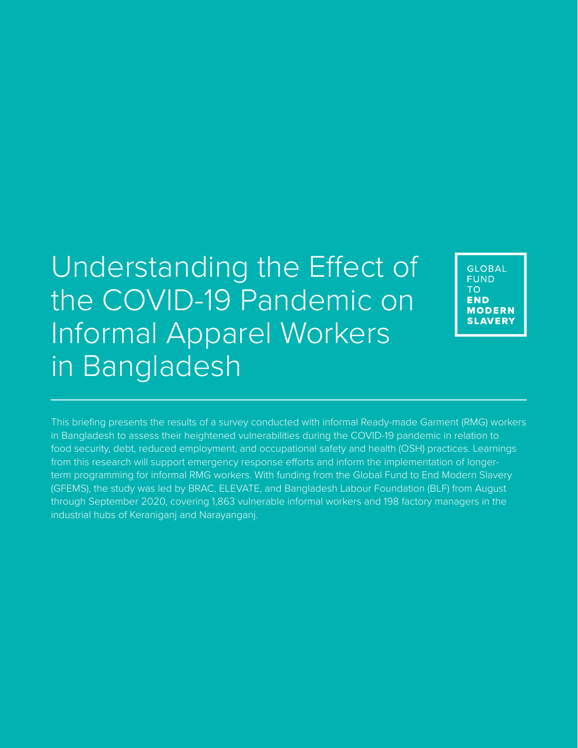# Understanding the Effect of the COVID-19 Pandemic on Informal Apparel Workers in Bangladesh

GLOBAL FUND TO **END MODERN SLAVERY**

---

This briefing presents the results of a survey conducted with informal Ready-made Garment (RMG) workers in Bangladesh to assess their heightened vulnerabilities during the COVID-19 pandemic in relation to food security, debt, reduced employment, and occupational safety and health (OSH) practices. Learnings from this research will support emergency response efforts and inform the implementation of longer-term programming for informal RMG workers. With funding from the Global Fund to End Modern Slavery (GFEMS), the study was led by BRAC, ELEVATE, and Bangladesh Labour Foundation (BLF) from August through September 2020, covering 1,863 vulnerable informal workers and 198 factory managers in the industrial hubs of Keraniganj and Narayanganj.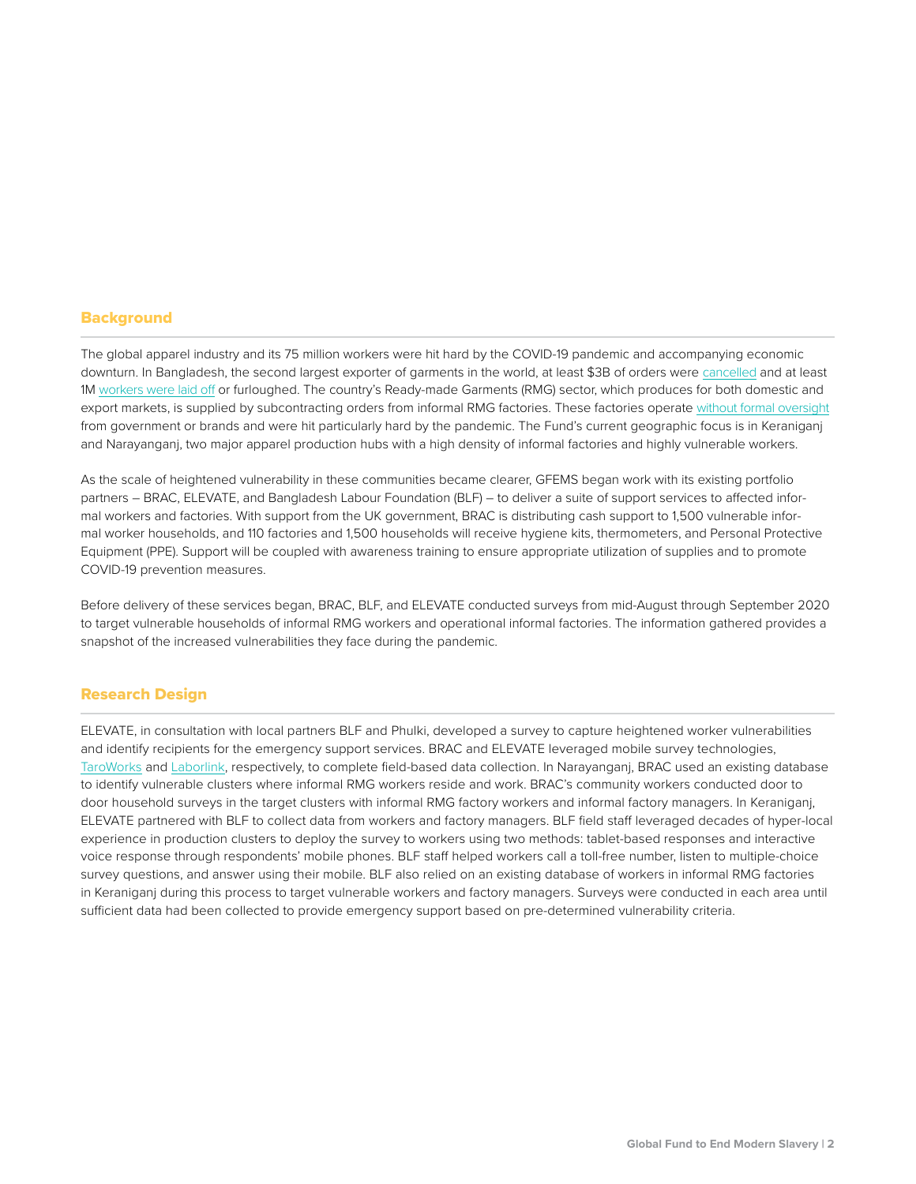## Background

The global apparel industry and its 75 million workers were hit hard by the COVID-19 pandemic and accompanying economic downturn. In Bangladesh, the second largest exporter of garments in the world, at least $3B of orders were cancelled and at least 1M workers were laid off or furloughed. The country's Ready-made Garments (RMG) sector, which produces for both domestic and export markets, is supplied by subcontracting orders from informal RMG factories. These factories operate without formal oversight from government or brands and were hit particularly hard by the pandemic. The Fund's current geographic focus is in Keraniganj and Narayanganj, two major apparel production hubs with a high density of informal factories and highly vulnerable workers.

As the scale of heightened vulnerability in these communities became clearer, GFEMS began work with its existing portfolio partners – BRAC, ELEVATE, and Bangladesh Labour Foundation (BLF) – to deliver a suite of support services to affected informal workers and factories. With support from the UK government, BRAC is distributing cash support to 1,500 vulnerable informal worker households, and 110 factories and 1,500 households will receive hygiene kits, thermometers, and Personal Protective Equipment (PPE). Support will be coupled with awareness training to ensure appropriate utilization of supplies and to promote COVID-19 prevention measures.

Before delivery of these services began, BRAC, BLF, and ELEVATE conducted surveys from mid-August through September 2020 to target vulnerable households of informal RMG workers and operational informal factories. The information gathered provides a snapshot of the increased vulnerabilities they face during the pandemic.

## Research Design

ELEVATE, in consultation with local partners BLF and Phulki, developed a survey to capture heightened worker vulnerabilities and identify recipients for the emergency support services. BRAC and ELEVATE leveraged mobile survey technologies, TaroWorks and Laborlink, respectively, to complete field-based data collection. In Narayanganj, BRAC used an existing database to identify vulnerable clusters where informal RMG workers reside and work. BRAC's community workers conducted door to door household surveys in the target clusters with informal RMG factory workers and informal factory managers. In Keraniganj, ELEVATE partnered with BLF to collect data from workers and factory managers. BLF field staff leveraged decades of hyper-local experience in production clusters to deploy the survey to workers using two methods: tablet-based responses and interactive voice response through respondents' mobile phones. BLF staff helped workers call a toll-free number, listen to multiple-choice survey questions, and answer using their mobile. BLF also relied on an existing database of workers in informal RMG factories in Keraniganj during this process to target vulnerable workers and factory managers. Surveys were conducted in each area until sufficient data had been collected to provide emergency support based on pre-determined vulnerability criteria.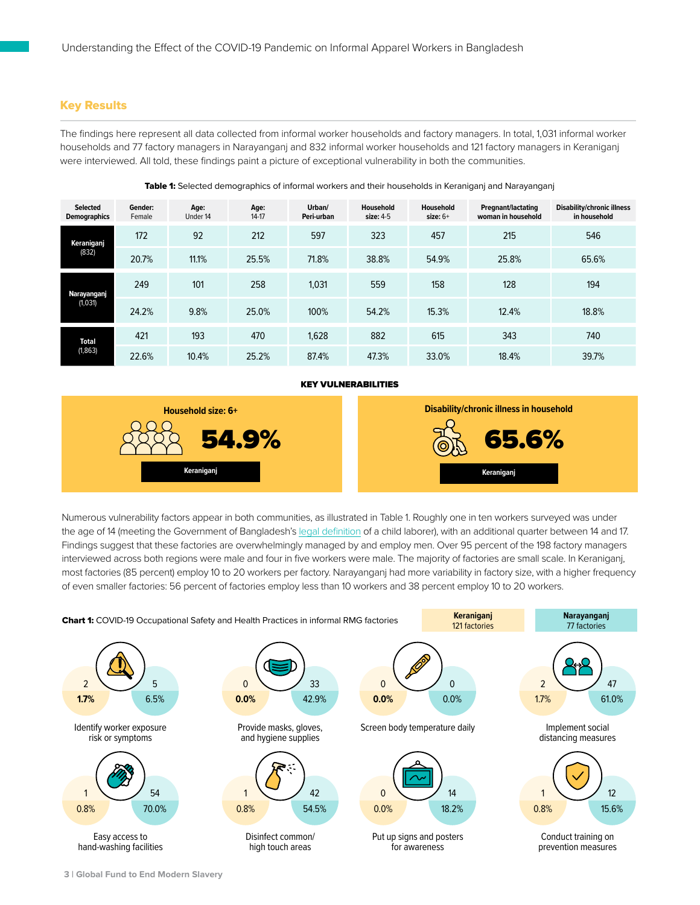## Key Results

The findings here represent all data collected from informal worker households and factory managers. In total, 1,031 informal worker households and 77 factory managers in Narayanganj and 832 informal worker households and 121 factory managers in Keraniganj were interviewed. All told, these findings paint a picture of exceptional vulnerability in both the communities.

**Table 1:** Selected demographics of informal workers and their households in Keraniganj and Narayanganj

| Selected Demographics | Gender: Female | Age: Under 14 | Age: 14-17 | Urban/ Peri-urban | Household size: 4-5 | Household size: 6+ | Pregnant/lactating woman in household | Disability/chronic illness in household |
|---|---|---|---|---|---|---|---|---|
| Keraniganj (832) | 172 | 92 | 212 | 597 | 323 | 457 | 215 | 546 |
| | 20.7% | 11.1% | 25.5% | 71.8% | 38.8% | 54.9% | 25.8% | 65.6% |
| Narayanganj (1,031) | 249 | 101 | 258 | 1,031 | 559 | 158 | 128 | 194 |
| | 24.2% | 9.8% | 25.0% | 100% | 54.2% | 15.3% | 12.4% | 18.8% |
| Total (1,863) | 421 | 193 | 470 | 1,628 | 882 | 615 | 343 | 740 |
| | 22.6% | 10.4% | 25.2% | 87.4% | 47.3% | 33.0% | 18.4% | 39.7% |

**KEY VULNERABILITIES**

Household size: 6+ — **54.9%** — Keraniganj

Disability/chronic illness in household — **65.6%** — Keraniganj

Numerous vulnerability factors appear in both communities, as illustrated in Table 1. Roughly one in ten workers surveyed was under the age of 14 (meeting the Government of Bangladesh's legal definition of a child laborer), with an additional quarter between 14 and 17. Findings suggest that these factories are overwhelmingly managed by and employ men. Over 95 percent of the 198 factory managers interviewed across both regions were male and four in five workers were male. The majority of factories are small scale. In Keraniganj, most factories (85 percent) employ 10 to 20 workers per factory. Narayanganj had more variability in factory size, with a higher frequency of even smaller factories: 56 percent of factories employ less than 10 workers and 38 percent employ 10 to 20 workers.

**Chart 1:** COVID-19 Occupational Safety and Health Practices in informal RMG factories

| Practice | Keraniganj (121 factories) | | Narayanganj (77 factories) | |
|---|---|---|---|---|
| Identify worker exposure risk or symptoms | 2 | 1.7% | 5 | 6.5% |
| Provide masks, gloves, and hygiene supplies | 0 | 0.0% | 33 | 42.9% |
| Screen body temperature daily | 0 | 0.0% | 0 | 0.0% |
| Implement social distancing measures | 2 | 1.7% | 47 | 61.0% |
| Easy access to hand-washing facilities | 1 | 0.8% | 54 | 70.0% |
| Disinfect common/ high touch areas | 1 | 0.8% | 42 | 54.5% |
| Put up signs and posters for awareness | 0 | 0.0% | 14 | 18.2% |
| Conduct training on prevention measures | 1 | 0.8% | 12 | 15.6% |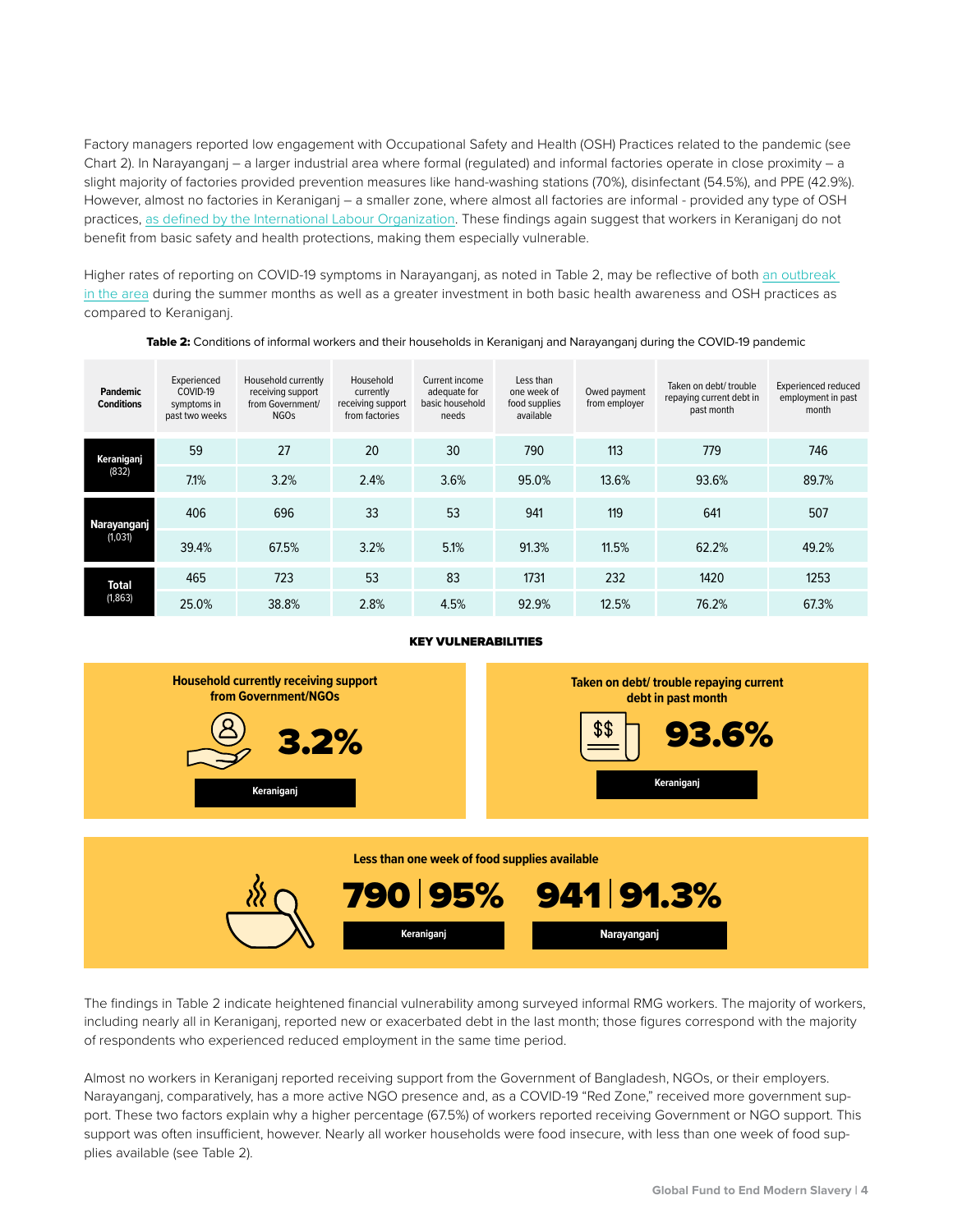Factory managers reported low engagement with Occupational Safety and Health (OSH) Practices related to the pandemic (see Chart 2). In Narayanganj – a larger industrial area where formal (regulated) and informal factories operate in close proximity – a slight majority of factories provided prevention measures like hand-washing stations (70%), disinfectant (54.5%), and PPE (42.9%). However, almost no factories in Keraniganj – a smaller zone, where almost all factories are informal - provided any type of OSH practices, as defined by the International Labour Organization. These findings again suggest that workers in Keraniganj do not benefit from basic safety and health protections, making them especially vulnerable.

Higher rates of reporting on COVID-19 symptoms in Narayanganj, as noted in Table 2, may be reflective of both an outbreak in the area during the summer months as well as a greater investment in both basic health awareness and OSH practices as compared to Keraniganj.

**Table 2:** Conditions of informal workers and their households in Keraniganj and Narayanganj during the COVID-19 pandemic

| Pandemic Conditions | Experienced COVID-19 symptoms in past two weeks | Household currently receiving support from Government/ NGOs | Household currently receiving support from factories | Current income adequate for basic household needs | Less than one week of food supplies available | Owed payment from employer | Taken on debt/ trouble repaying current debt in past month | Experienced reduced employment in past month |
|---|---|---|---|---|---|---|---|---|
| **Keraniganj** (832) | 59 | 27 | 20 | 30 | 790 | 113 | 779 | 746 |
| | 7.1% | 3.2% | 2.4% | 3.6% | 95.0% | 13.6% | 93.6% | 89.7% |
| **Narayanganj** (1,031) | 406 | 696 | 33 | 53 | 941 | 119 | 641 | 507 |
| | 39.4% | 67.5% | 3.2% | 5.1% | 91.3% | 11.5% | 62.2% | 49.2% |
| **Total** (1,863) | 465 | 723 | 53 | 83 | 1731 | 232 | 1420 | 1253 |
| | 25.0% | 38.8% | 2.8% | 4.5% | 92.9% | 12.5% | 76.2% | 67.3% |

**KEY VULNERABILITIES**

**Household currently receiving support from Government/NGOs**

**3.2%**

Keraniganj

**Taken on debt/ trouble repaying current debt in past month**

**93.6%**

Keraniganj

**Less than one week of food supplies available**

**790 | 95%** Keraniganj

**941 | 91.3%** Narayanganj

The findings in Table 2 indicate heightened financial vulnerability among surveyed informal RMG workers. The majority of workers, including nearly all in Keraniganj, reported new or exacerbated debt in the last month; those figures correspond with the majority of respondents who experienced reduced employment in the same time period.

Almost no workers in Keraniganj reported receiving support from the Government of Bangladesh, NGOs, or their employers. Narayanganj, comparatively, has a more active NGO presence and, as a COVID-19 "Red Zone," received more government support. These two factors explain why a higher percentage (67.5%) of workers reported receiving Government or NGO support. This support was often insufficient, however. Nearly all worker households were food insecure, with less than one week of food supplies available (see Table 2).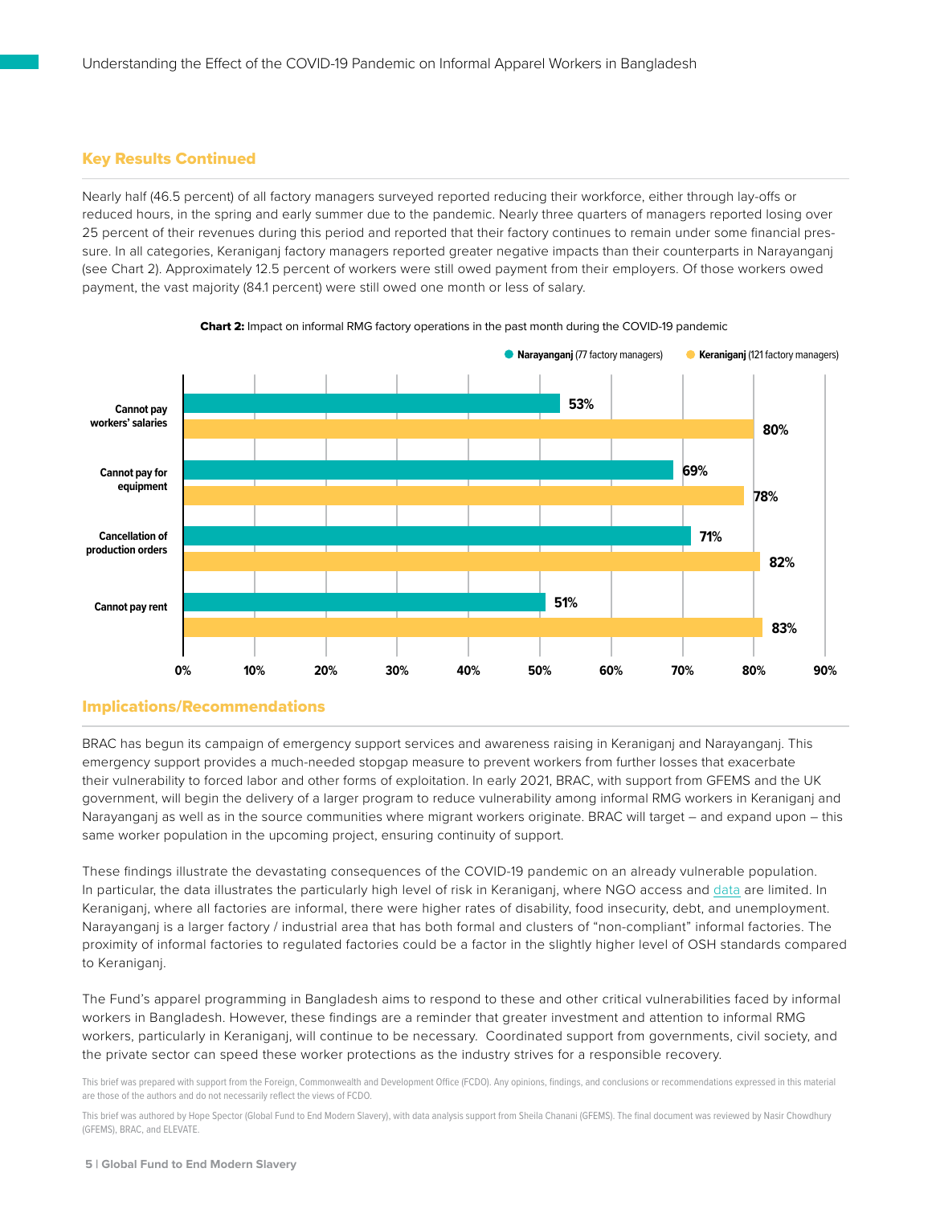## Key Results Continued

Nearly half (46.5 percent) of all factory managers surveyed reported reducing their workforce, either through lay-offs or reduced hours, in the spring and early summer due to the pandemic. Nearly three quarters of managers reported losing over 25 percent of their revenues during this period and reported that their factory continues to remain under some financial pressure. In all categories, Keraniganj factory managers reported greater negative impacts than their counterparts in Narayanganj (see Chart 2). Approximately 12.5 percent of workers were still owed payment from their employers. Of those workers owed payment, the vast majority (84.1 percent) were still owed one month or less of salary.

**Chart 2:** Impact on informal RMG factory operations in the past month during the COVID-19 pandemic

**Narayanganj** (77 factory managers)
**Keraniganj** (121 factory managers)

Cannot pay workers' salaries: 53%, 80%
Cannot pay for equipment: 69%, 78%
Cancellation of production orders: 71%, 82%
Cannot pay rent: 51%, 83%

0% 10% 20% 30% 40% 50% 60% 70% 80% 90%

## Implications/Recommendations

BRAC has begun its campaign of emergency support services and awareness raising in Keraniganj and Narayanganj. This emergency support provides a much-needed stopgap measure to prevent workers from further losses that exacerbate their vulnerability to forced labor and other forms of exploitation. In early 2021, BRAC, with support from GFEMS and the UK government, will begin the delivery of a larger program to reduce vulnerability among informal RMG workers in Keraniganj and Narayanganj as well as in the source communities where migrant workers originate. BRAC will target – and expand upon – this same worker population in the upcoming project, ensuring continuity of support.

These findings illustrate the devastating consequences of the COVID-19 pandemic on an already vulnerable population. In particular, the data illustrates the particularly high level of risk in Keraniganj, where NGO access and data are limited. In Keraniganj, where all factories are informal, there were higher rates of disability, food insecurity, debt, and unemployment. Narayanganj is a larger factory / industrial area that has both formal and clusters of "non-compliant" informal factories. The proximity of informal factories to regulated factories could be a factor in the slightly higher level of OSH standards compared to Keraniganj.

The Fund's apparel programming in Bangladesh aims to respond to these and other critical vulnerabilities faced by informal workers in Bangladesh. However, these findings are a reminder that greater investment and attention to informal RMG workers, particularly in Keraniganj, will continue to be necessary. Coordinated support from governments, civil society, and the private sector can speed these worker protections as the industry strives for a responsible recovery.

This brief was prepared with support from the Foreign, Commonwealth and Development Office (FCDO). Any opinions, findings, and conclusions or recommendations expressed in this material are those of the authors and do not necessarily reflect the views of FCDO.

This brief was authored by Hope Spector (Global Fund to End Modern Slavery), with data analysis support from Sheila Chanani (GFEMS). The final document was reviewed by Nasir Chowdhury (GFEMS), BRAC, and ELEVATE.